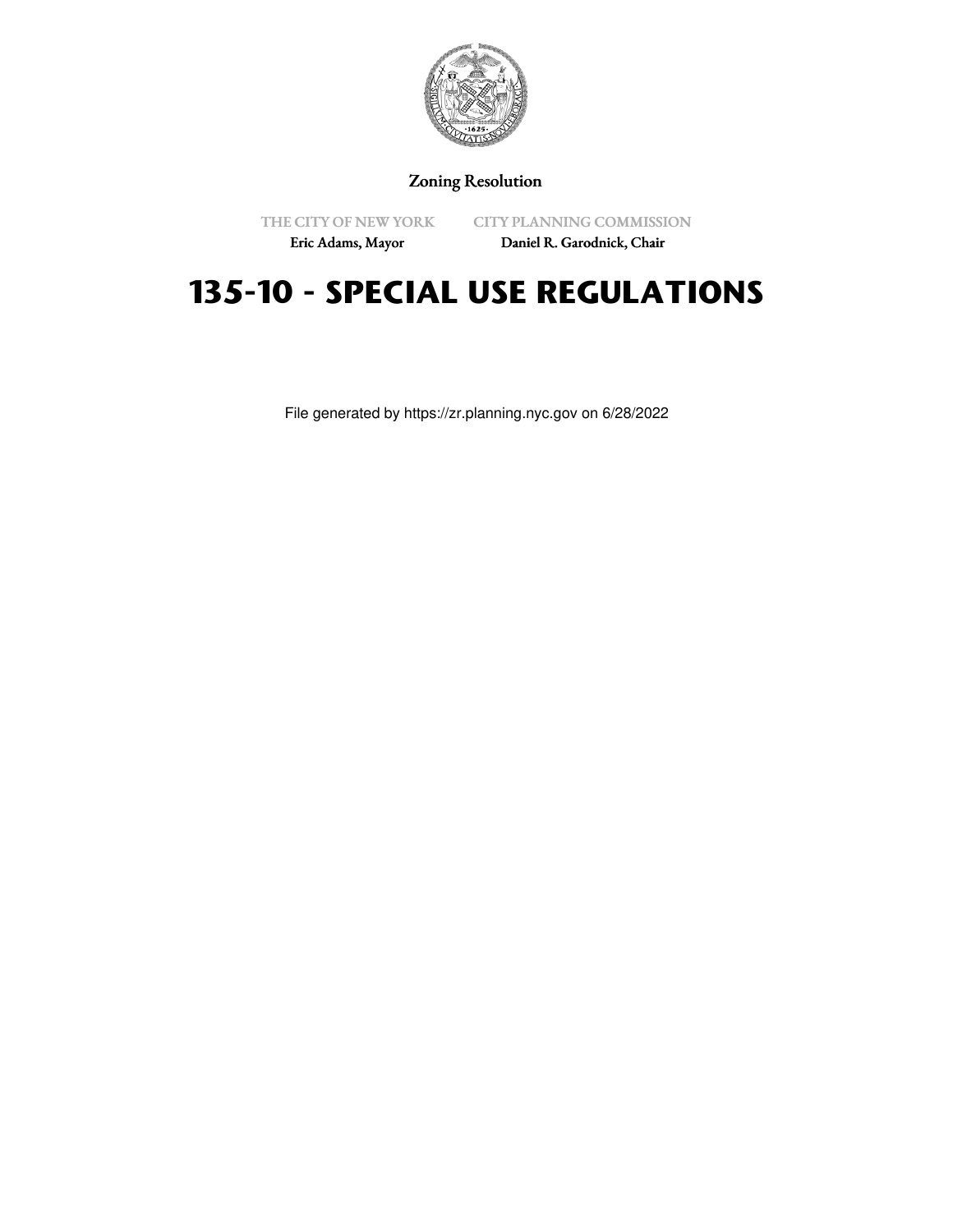Zoning Resolution

THE CITY OF NEW YORK
Eric Adams, Mayor

CITY PLANNING COMMISSION
Daniel R. Garodnick, Chair

# 135-10 - SPECIAL USE REGULATIONS

File generated by https://zr.planning.nyc.gov on 6/28/2022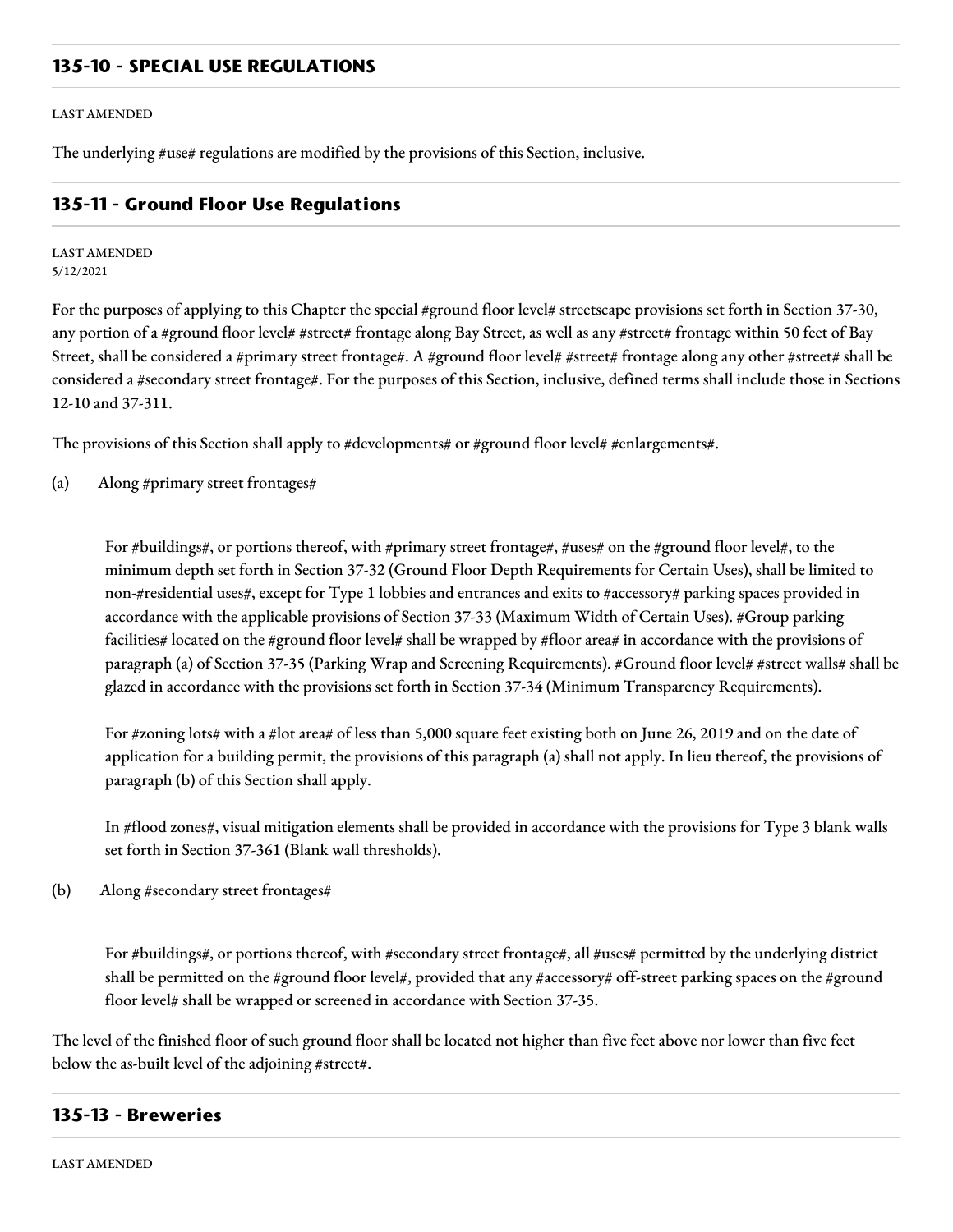## 135-10 - SPECIAL USE REGULATIONS

LAST AMENDED

The underlying #use# regulations are modified by the provisions of this Section, inclusive.

## 135-11 - Ground Floor Use Regulations

LAST AMENDED
5/12/2021

For the purposes of applying to this Chapter the special #ground floor level# streetscape provisions set forth in Section 37-30, any portion of a #ground floor level# #street# frontage along Bay Street, as well as any #street# frontage within 50 feet of Bay Street, shall be considered a #primary street frontage#. A #ground floor level# #street# frontage along any other #street# shall be considered a #secondary street frontage#. For the purposes of this Section, inclusive, defined terms shall include those in Sections 12-10 and 37-311.

The provisions of this Section shall apply to #developments# or #ground floor level# #enlargements#.

(a) Along #primary street frontages#

For #buildings#, or portions thereof, with #primary street frontage#, #uses# on the #ground floor level#, to the minimum depth set forth in Section 37-32 (Ground Floor Depth Requirements for Certain Uses), shall be limited to non-#residential uses#, except for Type 1 lobbies and entrances and exits to #accessory# parking spaces provided in accordance with the applicable provisions of Section 37-33 (Maximum Width of Certain Uses). #Group parking facilities# located on the #ground floor level# shall be wrapped by #floor area# in accordance with the provisions of paragraph (a) of Section 37-35 (Parking Wrap and Screening Requirements). #Ground floor level# #street walls# shall be glazed in accordance with the provisions set forth in Section 37-34 (Minimum Transparency Requirements).

For #zoning lots# with a #lot area# of less than 5,000 square feet existing both on June 26, 2019 and on the date of application for a building permit, the provisions of this paragraph (a) shall not apply. In lieu thereof, the provisions of paragraph (b) of this Section shall apply.

In #flood zones#, visual mitigation elements shall be provided in accordance with the provisions for Type 3 blank walls set forth in Section 37-361 (Blank wall thresholds).

(b) Along #secondary street frontages#

For #buildings#, or portions thereof, with #secondary street frontage#, all #uses# permitted by the underlying district shall be permitted on the #ground floor level#, provided that any #accessory# off-street parking spaces on the #ground floor level# shall be wrapped or screened in accordance with Section 37-35.

The level of the finished floor of such ground floor shall be located not higher than five feet above nor lower than five feet below the as-built level of the adjoining #street#.

## 135-13 - Breweries

LAST AMENDED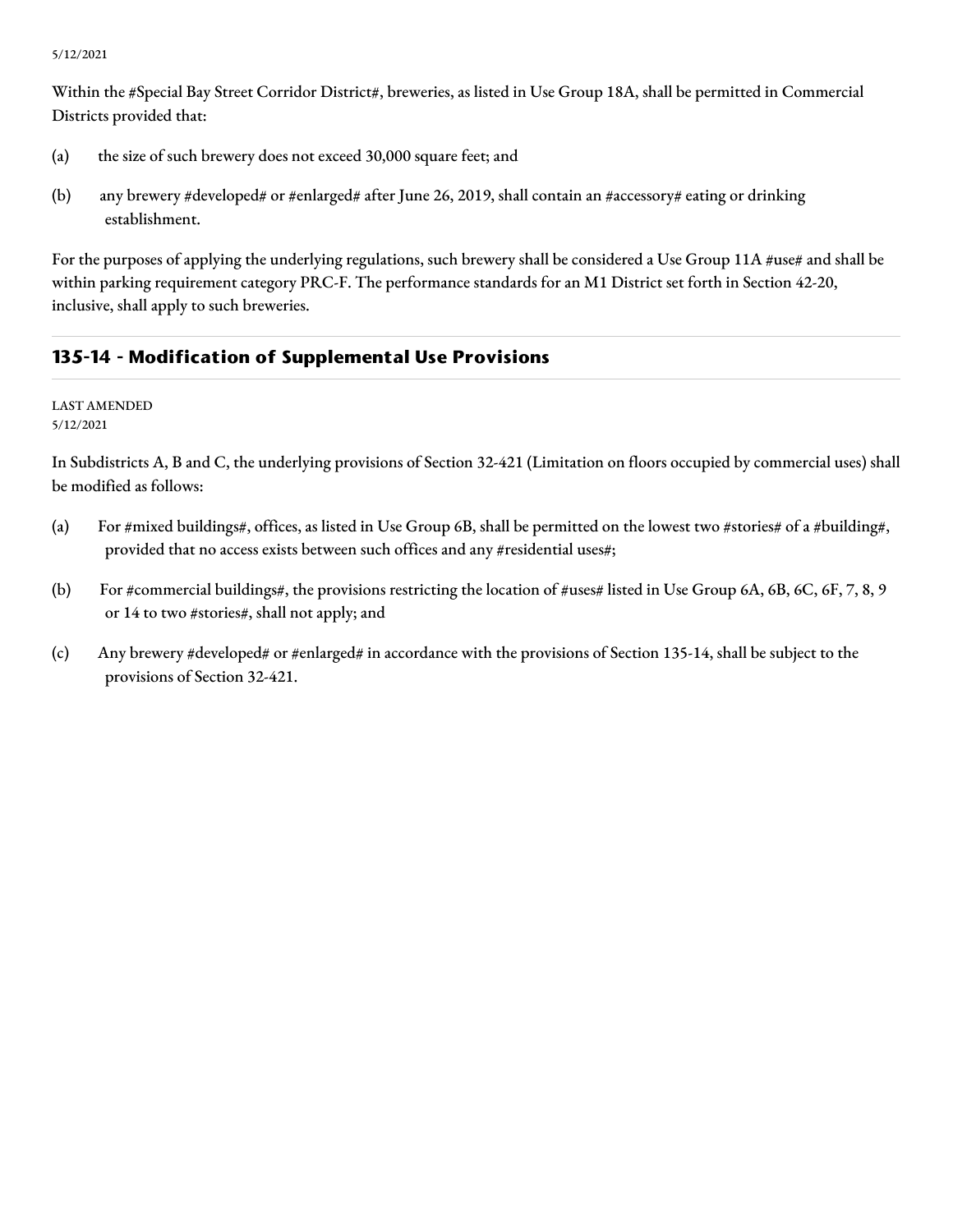5/12/2021

Within the #Special Bay Street Corridor District#, breweries, as listed in Use Group 18A, shall be permitted in Commercial Districts provided that:

(a) the size of such brewery does not exceed 30,000 square feet; and

(b) any brewery #developed# or #enlarged# after June 26, 2019, shall contain an #accessory# eating or drinking establishment.

For the purposes of applying the underlying regulations, such brewery shall be considered a Use Group 11A #use# and shall be within parking requirement category PRC-F. The performance standards for an M1 District set forth in Section 42-20, inclusive, shall apply to such breweries.

## 135-14 - Modification of Supplemental Use Provisions

LAST AMENDED
5/12/2021

In Subdistricts A, B and C, the underlying provisions of Section 32-421 (Limitation on floors occupied by commercial uses) shall be modified as follows:

(a) For #mixed buildings#, offices, as listed in Use Group 6B, shall be permitted on the lowest two #stories# of a #building#, provided that no access exists between such offices and any #residential uses#;

(b) For #commercial buildings#, the provisions restricting the location of #uses# listed in Use Group 6A, 6B, 6C, 6F, 7, 8, 9 or 14 to two #stories#, shall not apply; and

(c) Any brewery #developed# or #enlarged# in accordance with the provisions of Section 135-14, shall be subject to the provisions of Section 32-421.